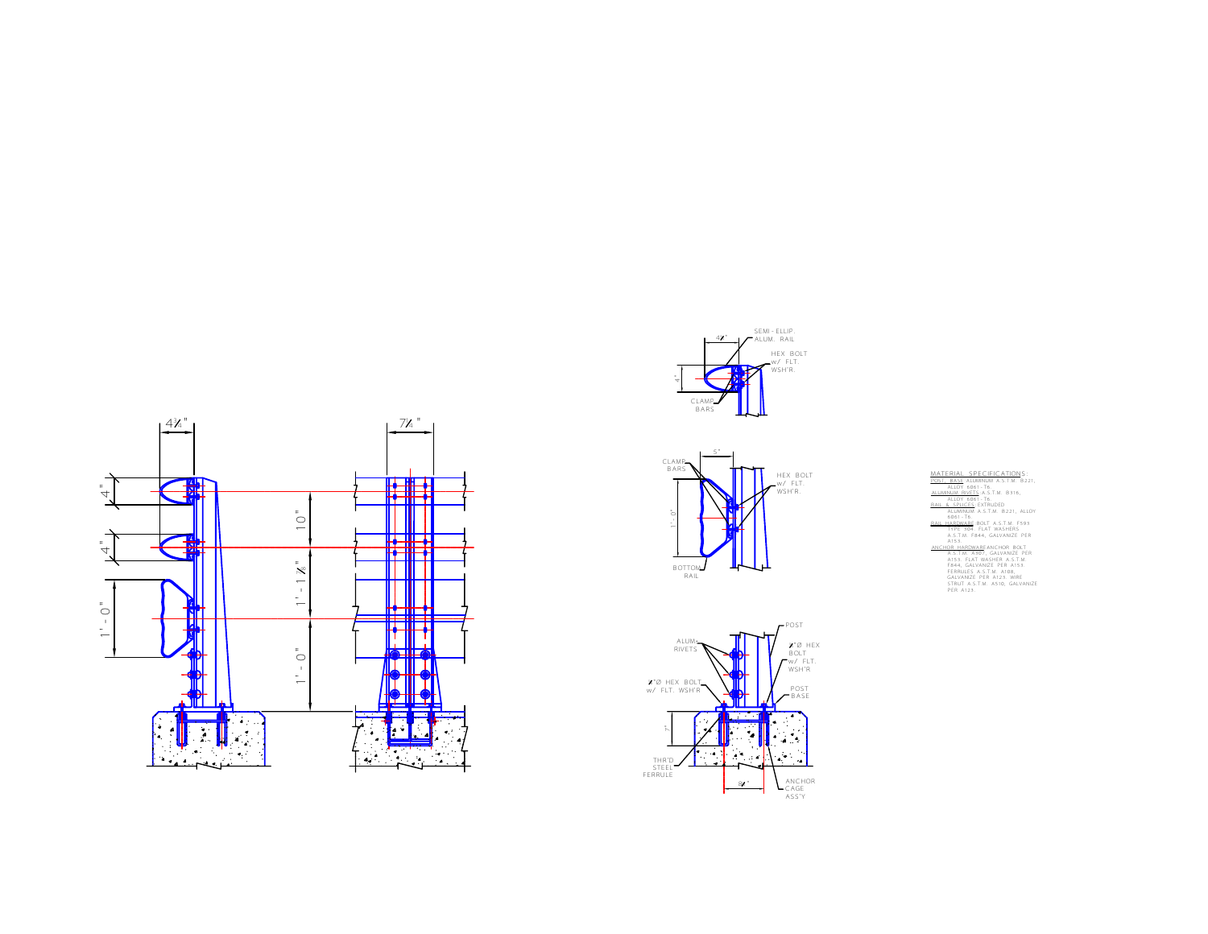4¼"

4"

4"

1'-0"

7¼"

10"

1'-1⅛"

1'-0"

4⅞"

4"

SEMI-ELLIP. ALUM. RAIL

HEX BOLT w/ FLT. WSH'R.

CLAMP BARS

5"

CLAMP BARS

1'-0"

HEX BOLT w/ FLT. WSH'R.

BOTTOM RAIL

POST

ALUM. RIVETS

⅞"Ø HEX BOLT w/ FLT. WSH'R

⅞"Ø HEX BOLT w/ FLT. WSH'R

POST BASE

7"

THR'D STEEL FERRULE

8¼"

ANCHOR CAGE ASS'Y

MATERIAL SPECIFICATIONS:

POST, BASE: ALUMINUM A.S.T.M. B221, ALLOY 6061-T6.

ALUMINUM RIVETS: A.S.T.M. B316, ALLOY 6061-T6.

RAIL & SPLICES: EXTRUDED ALUMINUM A.S.T.M. B221, ALLOY 6061-T6.

RAIL HARDWARE: BOLT A.S.T.M. F593 TYPE 304. FLAT WASHERS A.S.T.M. F844, GALVANIZE PER A153.

ANCHOR HARDWARE: ANCHOR BOLT A.S.T.M. A307, GALVANIZE PER A153. FLAT WASHER A.S.T.M. F844, GALVANIZE PER A153. FERRULES A.S.T.M. A108, GALVANIZE PER A123. WIRE STRUT A.S.T.M. A510, GALVANIZE PER A123.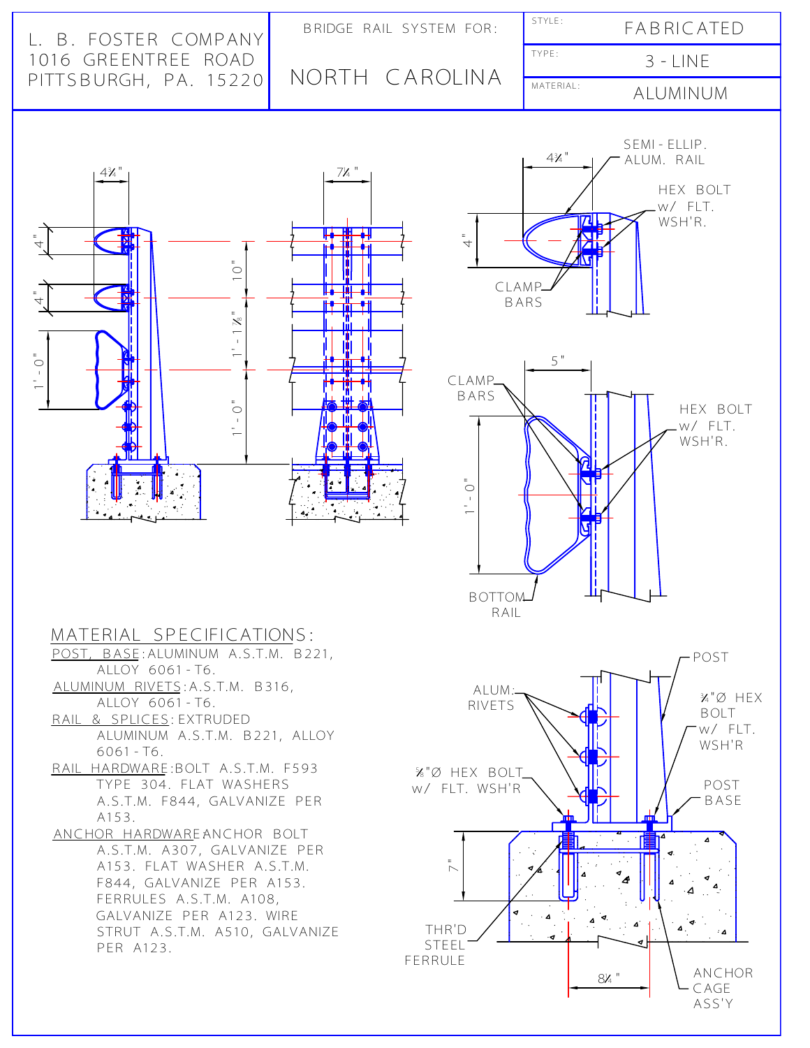| | | | |
|---|---|---|---|
| L. B. FOSTER COMPANY<br>1016 GREENTREE ROAD<br>PITTSBURGH, PA. 15220 | BRIDGE RAIL SYSTEM FOR:<br>NORTH CAROLINA | STYLE: | FABRICATED |
| | | TYPE: | 3 - LINE |
| | | MATERIAL: | ALUMINUM |

4¾"

4"

4"

1'-0"

7¼"

10"

1'-1⅞"

1'-0"

4¾"

SEMI-ELLIP. ALUM. RAIL

HEX BOLT w/ FLT. WSH'R.

4"

CLAMP BARS

5"

CLAMP BARS

HEX BOLT w/ FLT. WSH'R.

1'-0"

BOTTOM RAIL

## MATERIAL SPECIFICATIONS:

POST, BASE: ALUMINUM A.S.T.M. B221, ALLOY 6061-T6.

ALUMINUM RIVETS: A.S.T.M. B316, ALLOY 6061-T6.

RAIL & SPLICES: EXTRUDED ALUMINUM A.S.T.M. B221, ALLOY 6061-T6.

RAIL HARDWARE: BOLT A.S.T.M. F593 TYPE 304. FLAT WASHERS A.S.T.M. F844, GALVANIZE PER A153.

ANCHOR HARDWARE: ANCHOR BOLT A.S.T.M. A307, GALVANIZE PER A153. FLAT WASHER A.S.T.M. F844, GALVANIZE PER A153. FERRULES A.S.T.M. A108, GALVANIZE PER A123. WIRE STRUT A.S.T.M. A510, GALVANIZE PER A123.

POST

ALUM. RIVETS

¾"Ø HEX BOLT w/ FLT. WSH'R

⅝"Ø HEX BOLT w/ FLT. WSH'R

POST BASE

7"

THR'D STEEL FERRULE

8¼"

ANCHOR CAGE ASS'Y